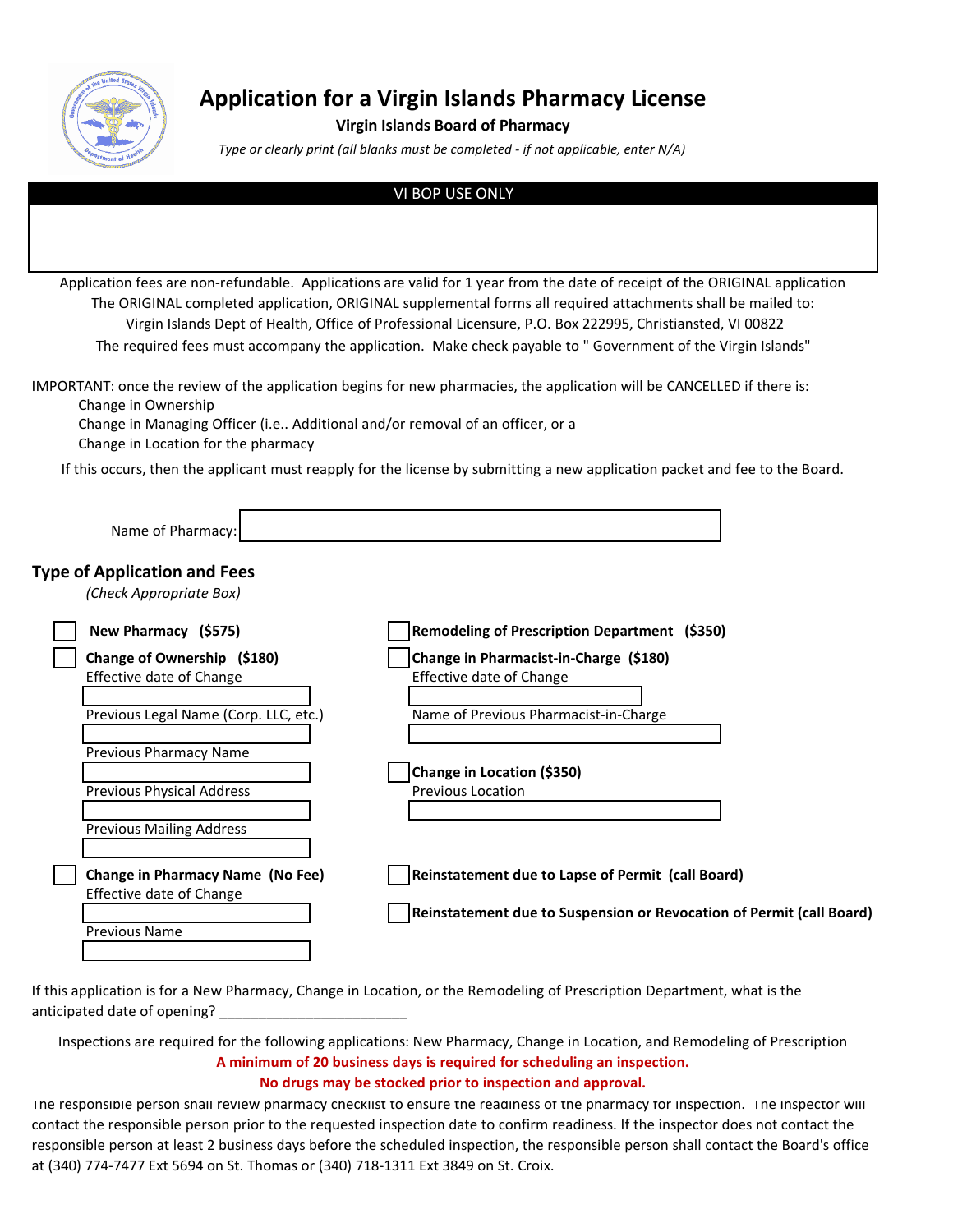# Application for a Virgin Islands Pharmacy License

**Virgin Islands Board of Pharmacy**

*Type or clearly print (all blanks must be completed - if not applicable, enter N/A)*

| VI BOP USE ONLY |
| --- |
| |

Application fees are non-refundable. Applications are valid for 1 year from the date of receipt of the ORIGINAL application
The ORIGINAL completed application, ORIGINAL supplemental forms all required attachments shall be mailed to:
Virgin Islands Dept of Health, Office of Professional Licensure, P.O. Box 222995, Christiansted, VI 00822
The required fees must accompany the application. Make check payable to " Government of the Virgin Islands"

IMPORTANT: once the review of the application begins for new pharmacies, the application will be CANCELLED if there is:

- Change in Ownership
- Change in Managing Officer (i.e.. Additional and/or removal of an officer, or a
- Change in Location for the pharmacy

If this occurs, then the applicant must reapply for the license by submitting a new application packet and fee to the Board.

Name of Pharmacy: ____________________

## Type of Application and Fees

*(Check Appropriate Box)*

☐ **New Pharmacy ($575)**

☐ **Change of Ownership ($180)**
Effective date of Change ____________________
Previous Legal Name (Corp. LLC, etc.) ____________________
Previous Pharmacy Name ____________________
Previous Physical Address ____________________
Previous Mailing Address ____________________

☐ **Change in Pharmacy Name (No Fee)**
Effective date of Change ____________________
Previous Name ____________________

☐ **Remodeling of Prescription Department ($350)**

☐ **Change in Pharmacist-in-Charge ($180)**
Effective date of Change ____________________
Name of Previous Pharmacist-in-Charge ____________________

☐ **Change in Location ($350)**
Previous Location ____________________

☐ **Reinstatement due to Lapse of Permit (call Board)**

☐ **Reinstatement due to Suspension or Revocation of Permit (call Board)**

If this application is for a New Pharmacy, Change in Location, or the Remodeling of Prescription Department, what is the anticipated date of opening? ________________________

Inspections are required for the following applications: New Pharmacy, Change in Location, and Remodeling of Prescription

**A minimum of 20 business days is required for scheduling an inspection.**

**No drugs may be stocked prior to inspection and approval.**

The responsible person shall review pharmacy checklist to ensure the readiness of the pharmacy for inspection. The inspector will contact the responsible person prior to the requested inspection date to confirm readiness. If the inspector does not contact the responsible person at least 2 business days before the scheduled inspection, the responsible person shall contact the Board's office at (340) 774-7477 Ext 5694 on St. Thomas or (340) 718-1311 Ext 3849 on St. Croix.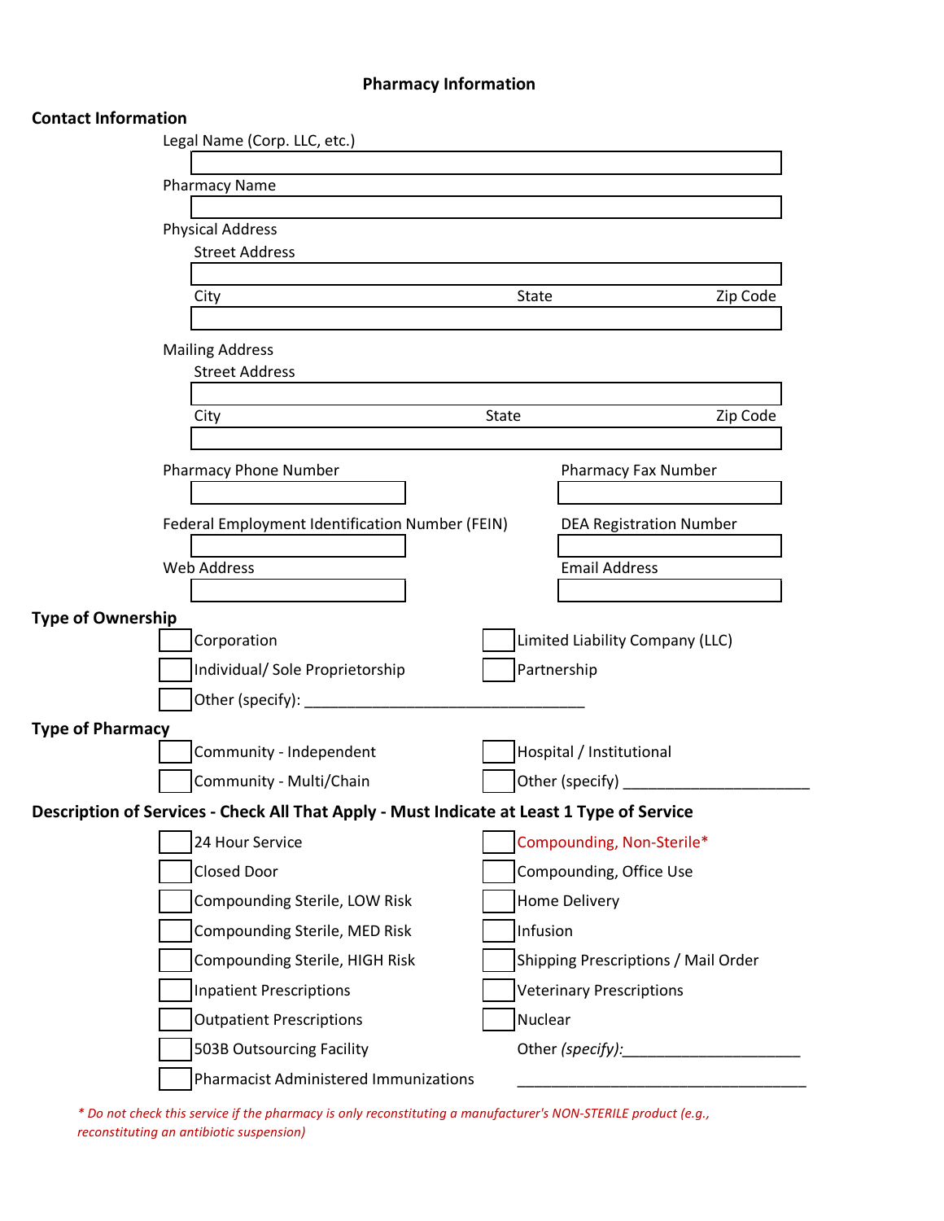# Pharmacy Information

## Contact Information

Legal Name (Corp. LLC, etc.)

Pharmacy Name

Physical Address

Street Address

City | State | Zip Code

Mailing Address

Street Address

City | State | Zip Code

Pharmacy Phone Number

Pharmacy Fax Number

Federal Employment Identification Number (FEIN)

DEA Registration Number

Web Address

Email Address

## Type of Ownership

- ☐ Corporation
- ☐ Limited Liability Company (LLC)
- ☐ Individual/ Sole Proprietorship
- ☐ Partnership
- ☐ Other (specify): ________________________________

## Type of Pharmacy

- ☐ Community - Independent
- ☐ Hospital / Institutional
- ☐ Community - Multi/Chain
- ☐ Other (specify) ______________________

## Description of Services - Check All That Apply - Must Indicate at Least 1 Type of Service

- ☐ 24 Hour Service
- ☐ Closed Door
- ☐ Compounding Sterile, LOW Risk
- ☐ Compounding Sterile, MED Risk
- ☐ Compounding Sterile, HIGH Risk
- ☐ Inpatient Prescriptions
- ☐ Outpatient Prescriptions
- ☐ 503B Outsourcing Facility
- ☐ Pharmacist Administered Immunizations
- ☐ Compounding, Non-Sterile*
- ☐ Compounding, Office Use
- ☐ Home Delivery
- ☐ Infusion
- ☐ Shipping Prescriptions / Mail Order
- ☐ Veterinary Prescriptions
- ☐ Nuclear
- Other *(specify)*:_____________________

  ___________________________________

*\* Do not check this service if the pharmacy is only reconstituting a manufacturer's NON-STERILE product (e.g., reconstituting an antibiotic suspension)*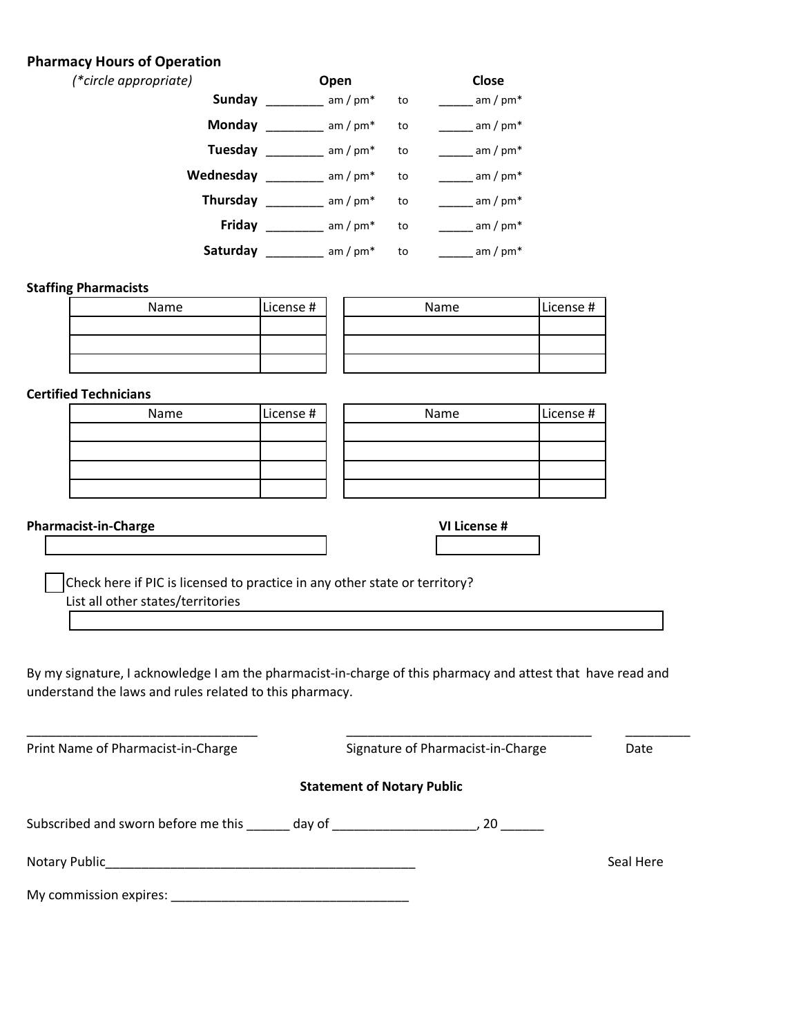**Pharmacy Hours of Operation**

*(\*circle appropriate)*

| | Open | | Close |
|---|---|---|---|
| **Sunday** | ________ am / pm* | to | _____ am / pm* |
| **Monday** | ________ am / pm* | to | _____ am / pm* |
| **Tuesday** | ________ am / pm* | to | _____ am / pm* |
| **Wednesday** | ________ am / pm* | to | _____ am / pm* |
| **Thursday** | ________ am / pm* | to | _____ am / pm* |
| **Friday** | ________ am / pm* | to | _____ am / pm* |
| **Saturday** | ________ am / pm* | to | _____ am / pm* |

**Staffing Pharmacists**

| Name | License # | Name | License # |
|---|---|---|---|
| | | | |
| | | | |
| | | | |

**Certified Technicians**

| Name | License # | Name | License # |
|---|---|---|---|
| | | | |
| | | | |
| | | | |
| | | | |

**Pharmacist-in-Charge** ______________________________ **VI License #** __________

☐ Check here if PIC is licensed to practice in any other state or territory?

List all other states/territories ______________________________

By my signature, I acknowledge I am the pharmacist-in-charge of this pharmacy and attest that have read and understand the laws and rules related to this pharmacy.

_________________________________ ___________________________________ _________

Print Name of Pharmacist-in-Charge Signature of Pharmacist-in-Charge Date

**Statement of Notary Public**

Subscribed and sworn before me this ______ day of ____________________, 20 ______

Notary Public_____________________________________________ Seal Here

My commission expires: _________________________________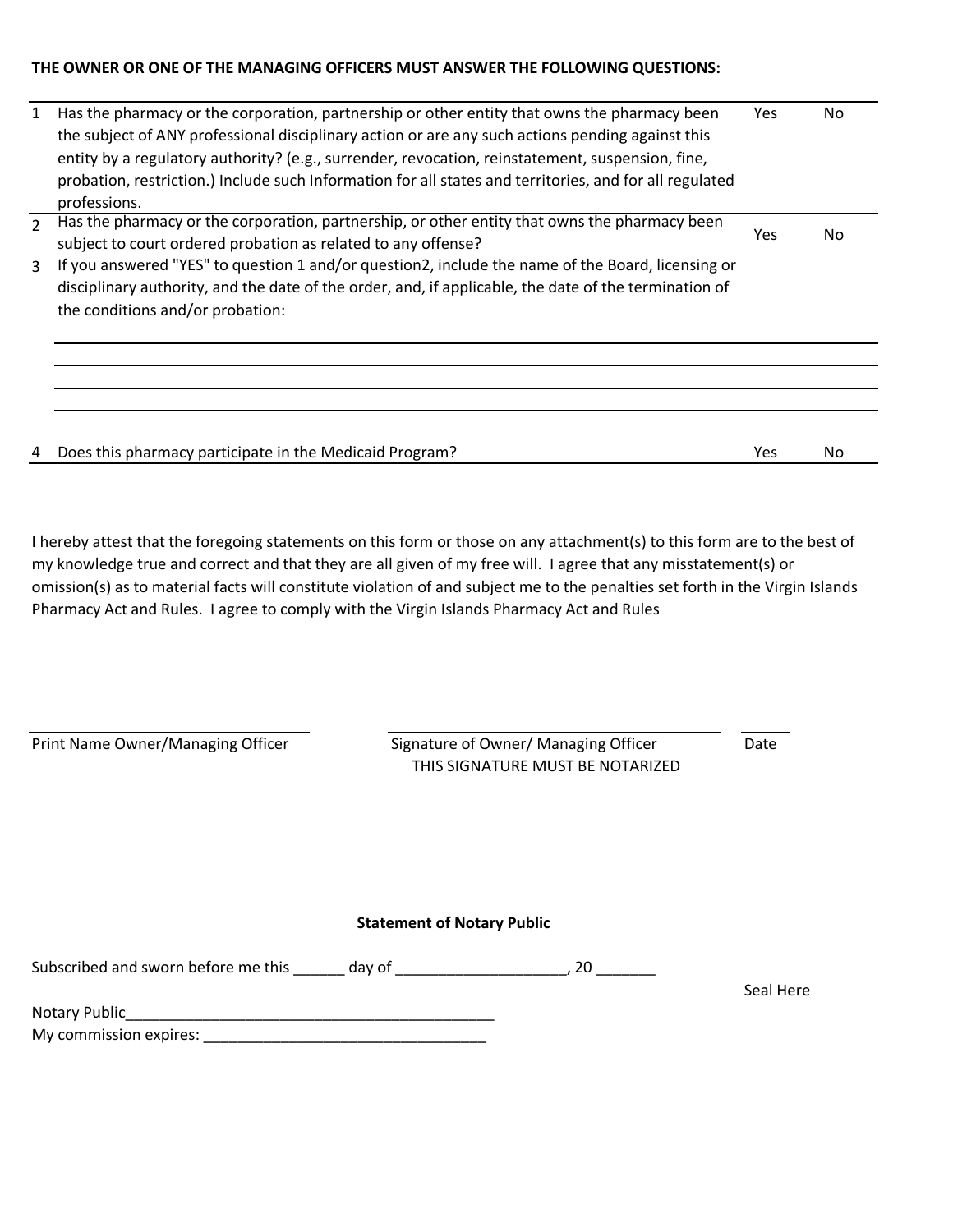**THE OWNER OR ONE OF THE MANAGING OFFICERS MUST ANSWER THE FOLLOWING QUESTIONS:**

| | | | |
|---|---|---|---|
| 1 | Has the pharmacy or the corporation, partnership or other entity that owns the pharmacy been the subject of ANY professional disciplinary action or are any such actions pending against this entity by a regulatory authority? (e.g., surrender, revocation, reinstatement, suspension, fine, probation, restriction.) Include such Information for all states and territories, and for all regulated professions. | Yes | No |
| 2 | Has the pharmacy or the corporation, partnership, or other entity that owns the pharmacy been subject to court ordered probation as related to any offense? | Yes | No |
| 3 | If you answered "YES" to question 1 and/or question2, include the name of the Board, licensing or disciplinary authority, and the date of the order, and, if applicable, the date of the termination of the conditions and/or probation: | | |
| 4 | Does this pharmacy participate in the Medicaid Program? | Yes | No |

I hereby attest that the foregoing statements on this form or those on any attachment(s) to this form are to the best of my knowledge true and correct and that they are all given of my free will. I agree that any misstatement(s) or omission(s) as to material facts will constitute violation of and subject me to the penalties set forth in the Virgin Islands Pharmacy Act and Rules. I agree to comply with the Virgin Islands Pharmacy Act and Rules

Print Name Owner/Managing Officer

Signature of Owner/ Managing Officer
THIS SIGNATURE MUST BE NOTARIZED

Date

**Statement of Notary Public**

Subscribed and sworn before me this ______ day of ____________________, 20 _______

Seal Here

Notary Public_____________________________________________

My commission expires: _________________________________